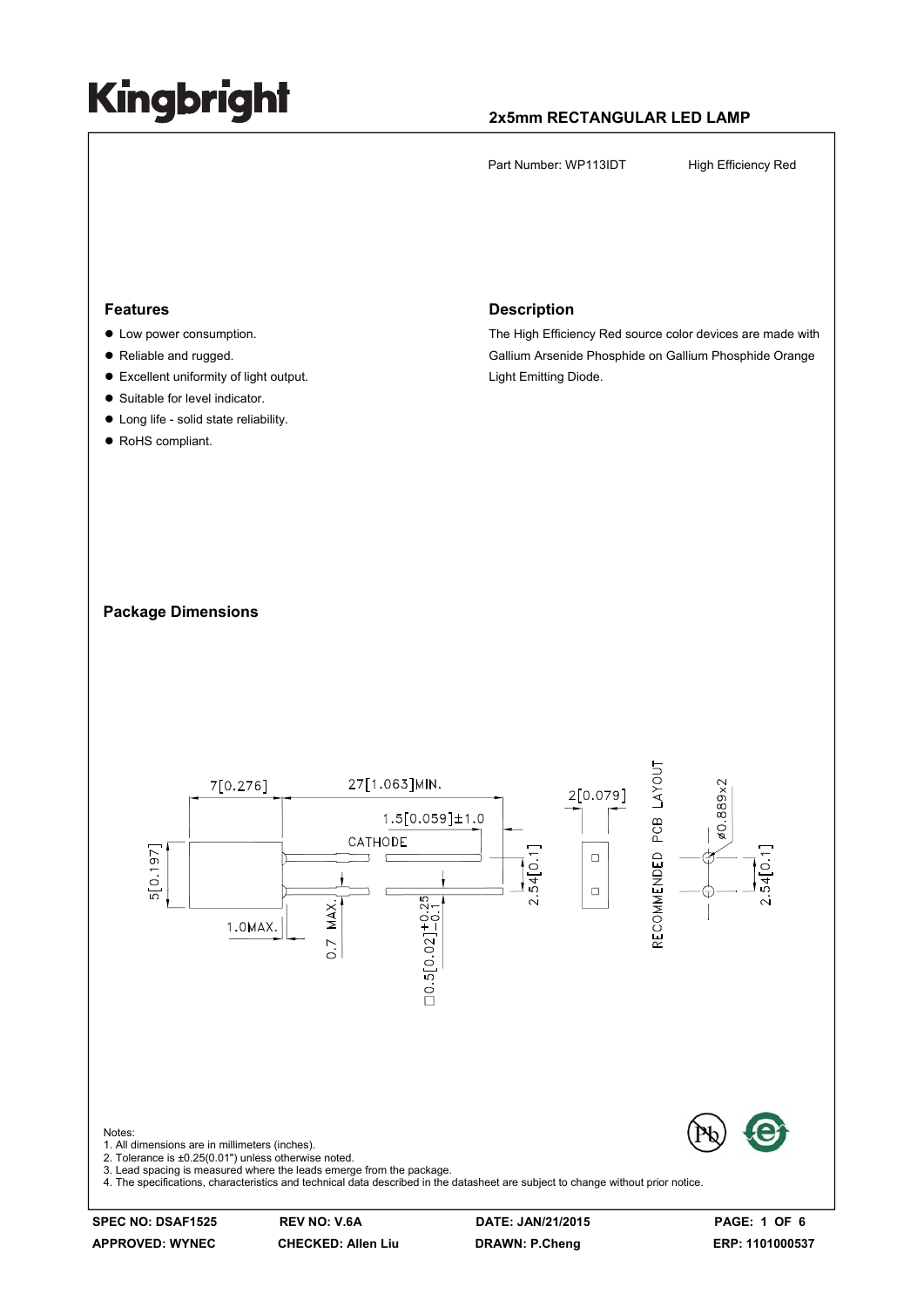# Kingbright

## 2x5mm RECTANGULAR LED LAMP

Part Number: WP113IDT High Efficiency Red

### Features

- Low power consumption.
- Reliable and rugged.
- Excellent uniformity of light output.
- Suitable for level indicator.
- Long life - solid state reliability.
- RoHS compliant.

### Description

The High Efficiency Red source color devices are made with Gallium Arsenide Phosphide on Gallium Phosphide Orange Light Emitting Diode.

### Package Dimensions

7[0.276] 27[1.063]MIN. 1.5[0.059]±1.0 CATHODE 2[0.079] RECOMMENDED PCB LAYOUT ø0.889x2 5[0.197] 2.54[0.1] 2.54[0.1] 1.0MAX. 0.7 MAX. □0.5[0.02]$^{+0.25}_{-0.1}$

Notes:
1. All dimensions are in millimeters (inches).
2. Tolerance is ±0.25(0.01") unless otherwise noted.
3. Lead spacing is measured where the leads emerge from the package.
4. The specifications, characteristics and technical data described in the datasheet are subject to change without prior notice.

| SPEC NO: DSAF1525 | REV NO: V.6A | DATE: JAN/21/2015 |
| --- | --- | --- |
| APPROVED: WYNEC | CHECKED: Allen Liu | DRAWN: P.Cheng |

ERP: 1101000537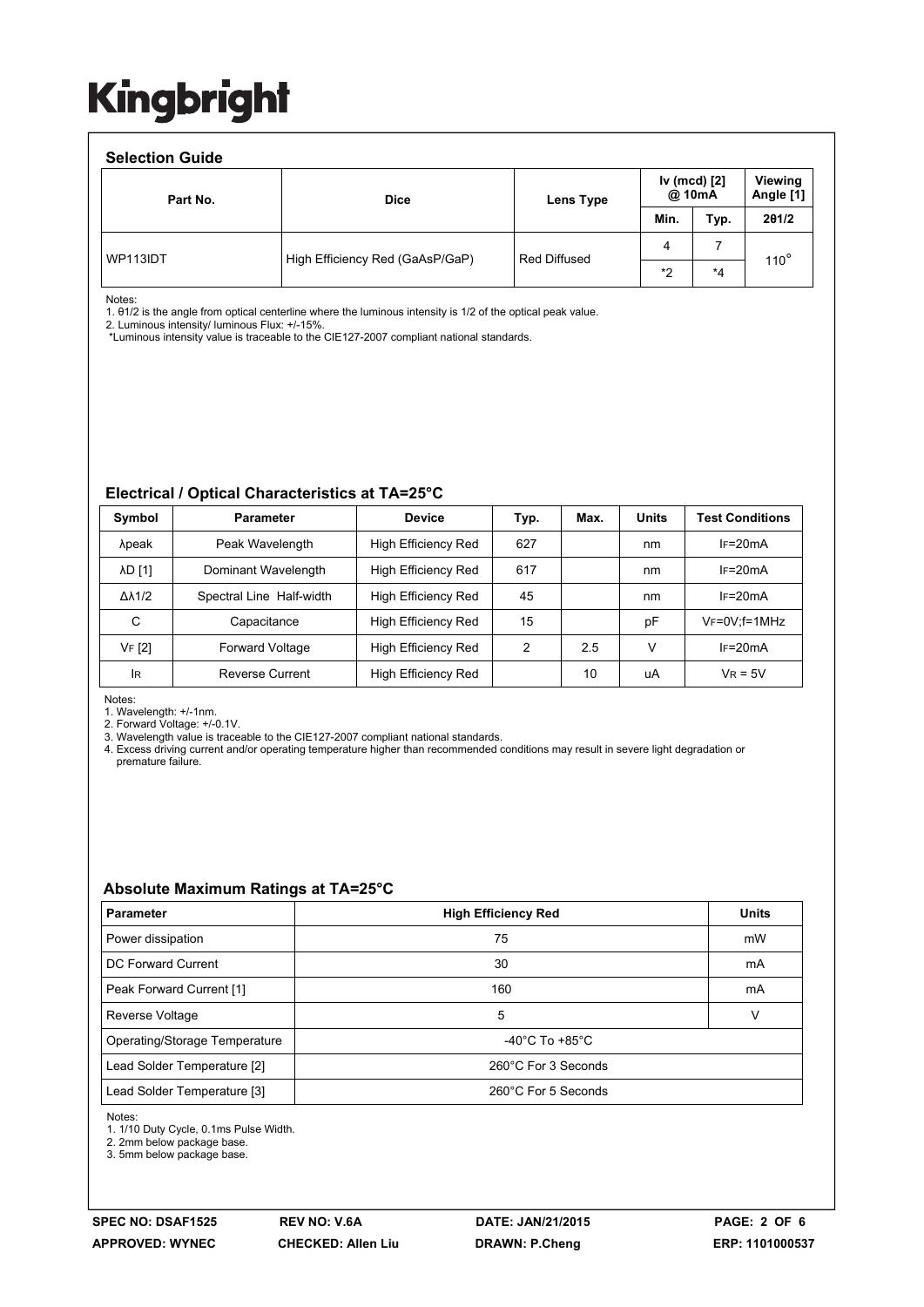Kingbright

### Selection Guide

| Part No. | Dice | Lens Type | Iv (mcd) [2] @ 10mA | | Viewing Angle [1] |
|---|---|---|---|---|---|
| | | | Min. | Typ. | 2θ1/2 |
| WP113IDT | High Efficiency Red (GaAsP/GaP) | Red Diffused | 4 | 7 | 110° |
| | | | *2 | *4 | |

Notes:
1. θ1/2 is the angle from optical centerline where the luminous intensity is 1/2 of the optical peak value.
2. Luminous intensity/ luminous Flux: +/-15%.
*Luminous intensity value is traceable to the CIE127-2007 compliant national standards.

### Electrical / Optical Characteristics at TA=25°C

| Symbol | Parameter | Device | Typ. | Max. | Units | Test Conditions |
|---|---|---|---|---|---|---|
| λpeak | Peak Wavelength | High Efficiency Red | 627 | | nm | IF=20mA |
| λD [1] | Dominant Wavelength | High Efficiency Red | 617 | | nm | IF=20mA |
| Δλ1/2 | Spectral Line Half-width | High Efficiency Red | 45 | | nm | IF=20mA |
| C | Capacitance | High Efficiency Red | 15 | | pF | VF=0V;f=1MHz |
| VF [2] | Forward Voltage | High Efficiency Red | 2 | 2.5 | V | IF=20mA |
| IR | Reverse Current | High Efficiency Red | | 10 | uA | VR = 5V |

Notes:
1. Wavelength: +/-1nm.
2. Forward Voltage: +/-0.1V.
3. Wavelength value is traceable to the CIE127-2007 compliant national standards.
4. Excess driving current and/or operating temperature higher than recommended conditions may result in severe light degradation or premature failure.

### Absolute Maximum Ratings at TA=25°C

| Parameter | High Efficiency Red | Units |
|---|---|---|
| Power dissipation | 75 | mW |
| DC Forward Current | 30 | mA |
| Peak Forward Current [1] | 160 | mA |
| Reverse Voltage | 5 | V |
| Operating/Storage Temperature | -40°C To +85°C | |
| Lead Solder Temperature [2] | 260°C For 3 Seconds | |
| Lead Solder Temperature [3] | 260°C For 5 Seconds | |

Notes:
1. 1/10 Duty Cycle, 0.1ms Pulse Width.
2. 2mm below package base.
3. 5mm below package base.

SPEC NO: DSAF1525 REV NO: V.6A DATE: JAN/21/2015
APPROVED: WYNEC CHECKED: Allen Liu DRAWN: P.Cheng ERP: 1101000537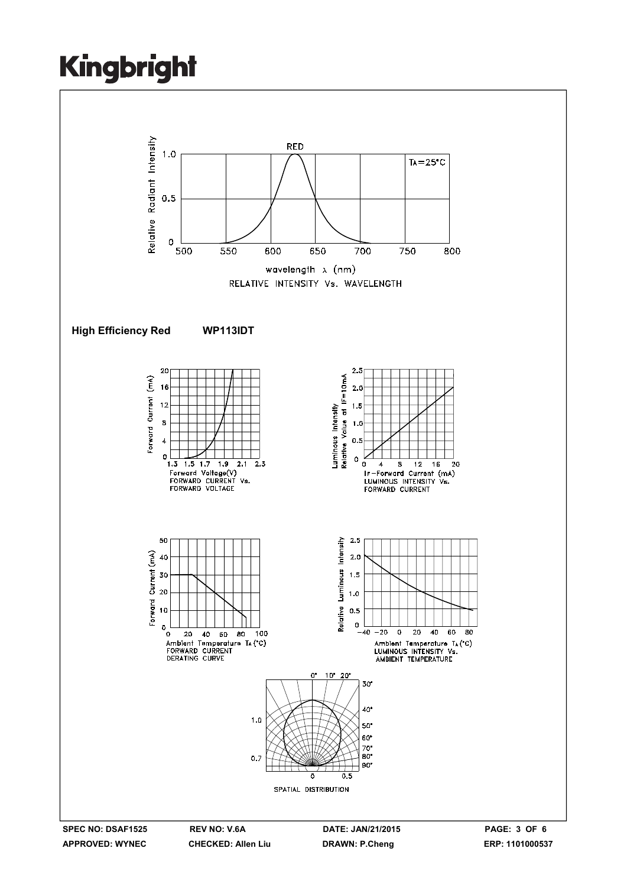RELATIVE INTENSITY Vs. WAVELENGTH

**High Efficiency Red** **WP113IDT**

FORWARD CURRENT Vs. FORWARD VOLTAGE

LUMINOUS INTENSITY Vs. FORWARD CURRENT

FORWARD CURRENT DERATING CURVE

LUMINOUS INTENSITY Vs. AMBIENT TEMPERATURE

SPATIAL DISTRIBUTION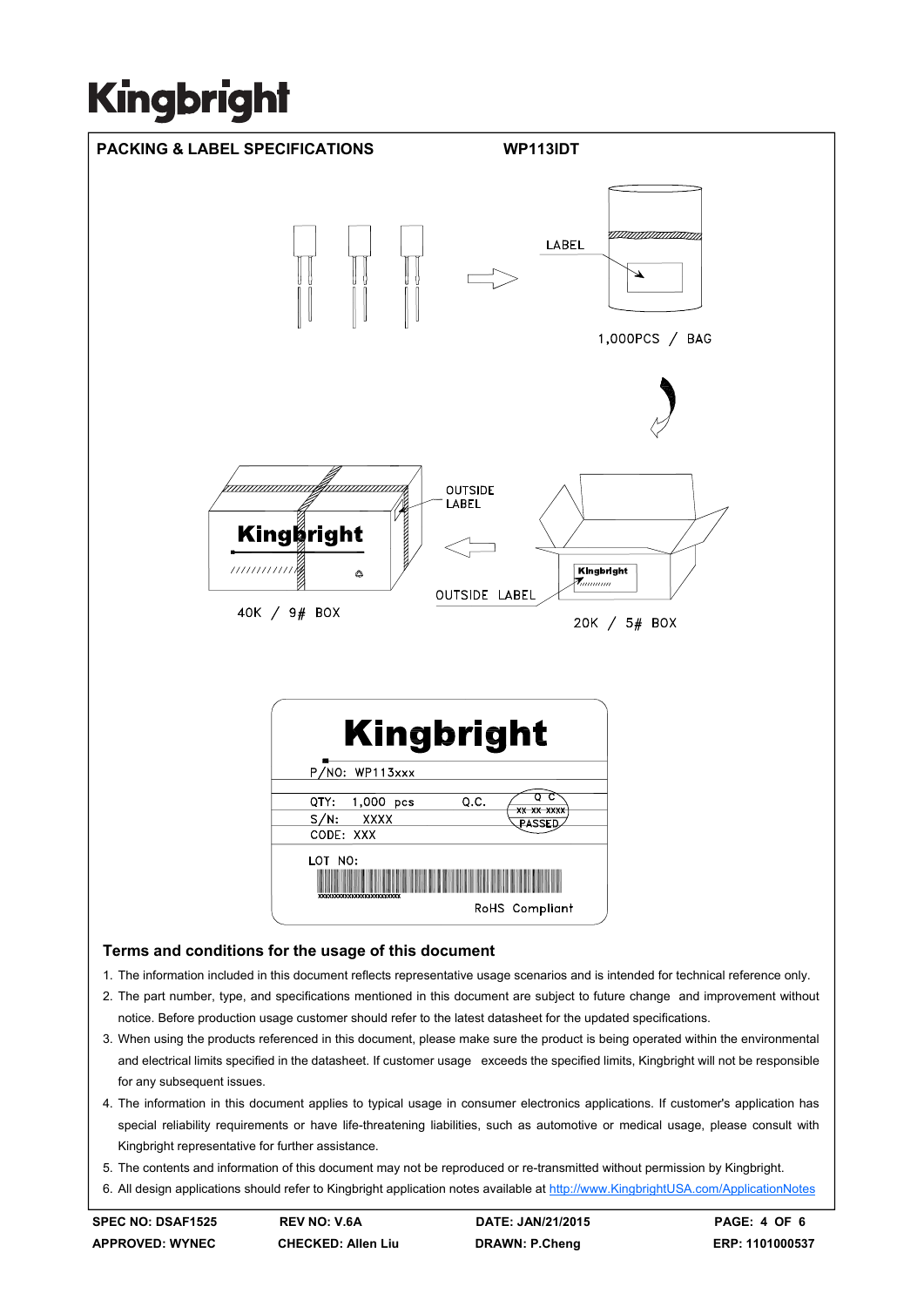## PACKING & LABEL SPECIFICATIONS

**WP113IDT**

LABEL

1,000PCS / BAG

OUTSIDE LABEL

OUTSIDE LABEL

40K / 9# BOX

20K / 5# BOX

Kingbright

P/NO: WP113xxx

QTY: 1,000 pcs Q.C.

S/N: XXXX

CODE: XXX

LOT NO:

RoHS Compliant

### Terms and conditions for the usage of this document

1. The information included in this document reflects representative usage scenarios and is intended for technical reference only.
2. The part number, type, and specifications mentioned in this document are subject to future change and improvement without notice. Before production usage customer should refer to the latest datasheet for the updated specifications.
3. When using the products referenced in this document, please make sure the product is being operated within the environmental and electrical limits specified in the datasheet. If customer usage exceeds the specified limits, Kingbright will not be responsible for any subsequent issues.
4. The information in this document applies to typical usage in consumer electronics applications. If customer's application has special reliability requirements or have life-threatening liabilities, such as automotive or medical usage, please consult with Kingbright representative for further assistance.
5. The contents and information of this document may not be reproduced or re-transmitted without permission by Kingbright.
6. All design applications should refer to Kingbright application notes available at http://www.KingbrightUSA.com/ApplicationNotes

| SPEC NO: DSAF1525 | REV NO: V.6A | DATE: JAN/21/2015 | ERP: 1101000537 |
|---|---|---|---|
| APPROVED: WYNEC | CHECKED: Allen Liu | DRAWN: P.Cheng | |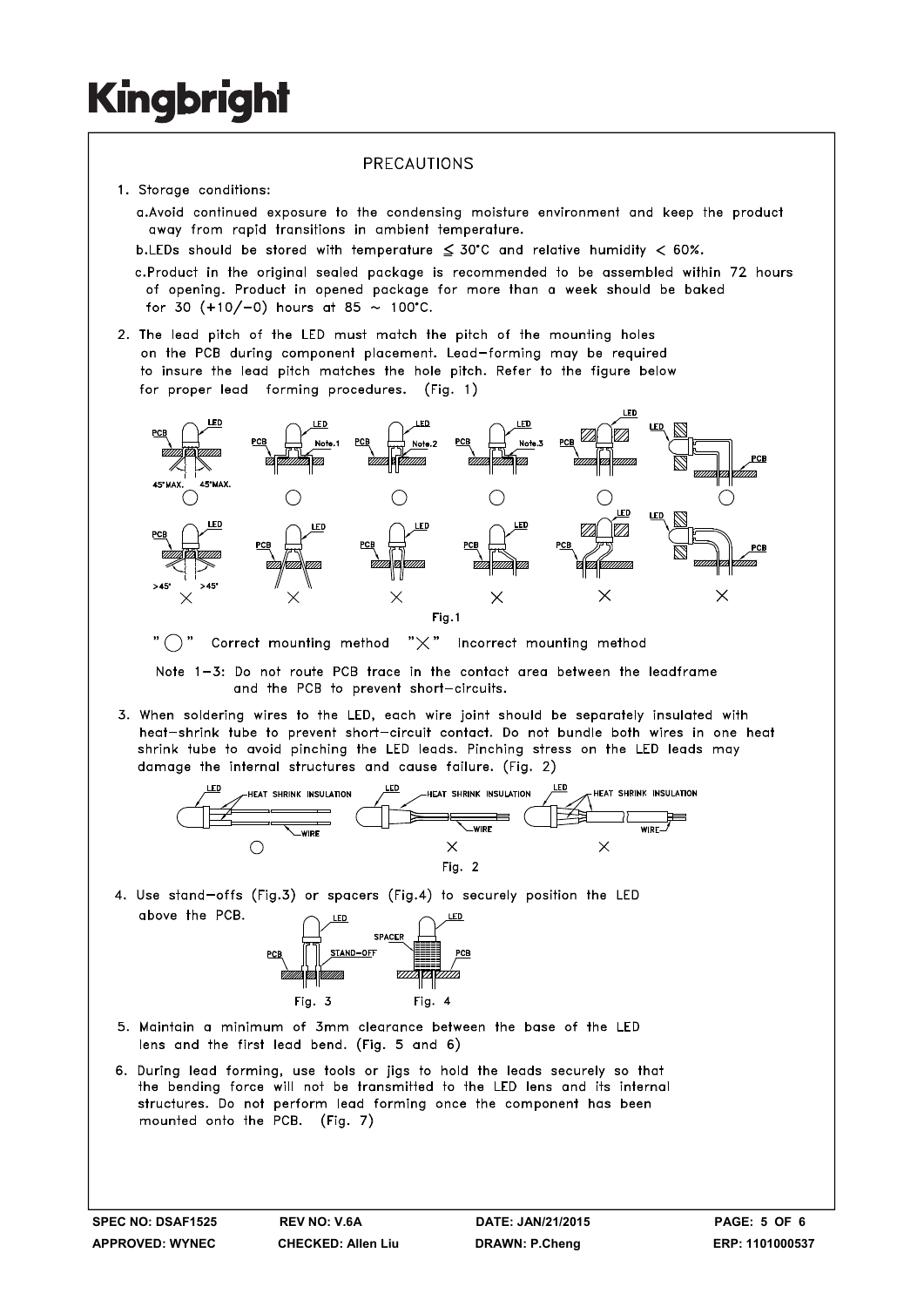# PRECAUTIONS

1. Storage conditions:

   a. Avoid continued exposure to the condensing moisture environment and keep the product away from rapid transitions in ambient temperature.

   b. LEDs should be stored with temperature ≦ 30°C and relative humidity < 60%.

   c. Product in the original sealed package is recommended to be assembled within 72 hours of opening. Product in opened package for more than a week should be baked for 30 (+10/−0) hours at 85 ~ 100°C.

2. The lead pitch of the LED must match the pitch of the mounting holes on the PCB during component placement. Lead−forming may be required to insure the lead pitch matches the hole pitch. Refer to the figure below for proper lead forming procedures. (Fig. 1)

Fig.1

"◯" Correct mounting method "×" Incorrect mounting method

Note 1−3: Do not route PCB trace in the contact area between the leadframe and the PCB to prevent short−circuits.

3. When soldering wires to the LED, each wire joint should be separately insulated with heat−shrink tube to prevent short−circuit contact. Do not bundle both wires in one heat shrink tube to avoid pinching the LED leads. Pinching stress on the LED leads may damage the internal structures and cause failure. (Fig. 2)

Fig. 2

4. Use stand−offs (Fig.3) or spacers (Fig.4) to securely position the LED above the PCB.

Fig. 3 Fig. 4

5. Maintain a minimum of 3mm clearance between the base of the LED lens and the first lead bend. (Fig. 5 and 6)

6. During lead forming, use tools or jigs to hold the leads securely so that the bending force will not be transmitted to the LED lens and its internal structures. Do not perform lead forming once the component has been mounted onto the PCB. (Fig. 7)

| SPEC NO: DSAF1525 | REV NO: V.6A | DATE: JAN/21/2015 | PAGE: 5 OF 6 |
|---|---|---|---|
| APPROVED: WYNEC | CHECKED: Allen Liu | DRAWN: P.Cheng | ERP: 1101000537 |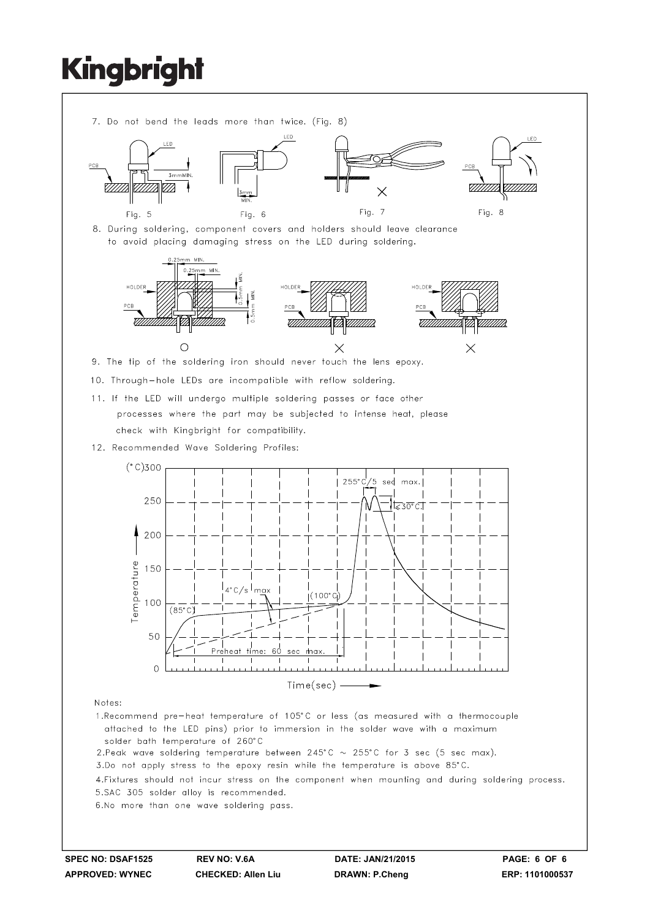7. Do not bend the leads more than twice. (Fig. 8)

Fig. 5 Fig. 6 Fig. 7 Fig. 8

8. During soldering, component covers and holders should leave clearance to avoid placing damaging stress on the LED during soldering.

9. The tip of the soldering iron should never touch the lens epoxy.

10. Through-hole LEDs are incompatible with reflow soldering.

11. If the LED will undergo multiple soldering passes or face other processes where the part may be subjected to intense heat, please check with Kingbright for compatibility.

12. Recommended Wave Soldering Profiles:

Notes:

1. Recommend pre-heat temperature of 105°C or less (as measured with a thermocouple attached to the LED pins) prior to immersion in the solder wave with a maximum solder bath temperature of 260°C
2. Peak wave soldering temperature between 245°C ~ 255°C for 3 sec (5 sec max).
3. Do not apply stress to the epoxy resin while the temperature is above 85°C.
4. Fixtures should not incur stress on the component when mounting and during soldering process.
5. SAC 305 solder alloy is recommended.
6. No more than one wave soldering pass.

| SPEC NO: DSAF1525 | REV NO: V.6A | DATE: JAN/21/2015 | PAGE: 6 OF 6 |
| --- | --- | --- | --- |
| APPROVED: WYNEC | CHECKED: Allen Liu | DRAWN: P.Cheng | ERP: 1101000537 |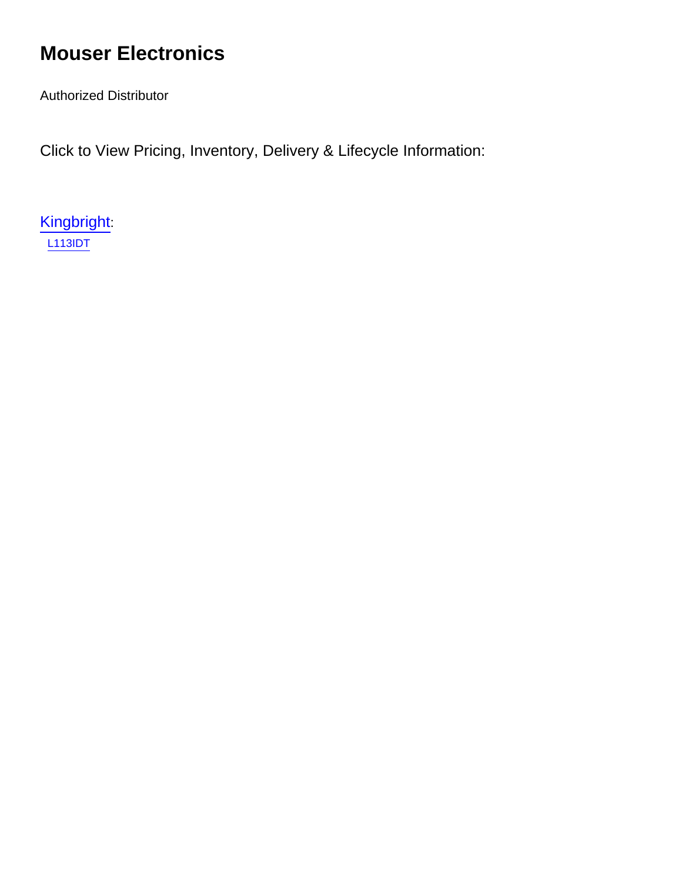# Mouser Electronics

Authorized Distributor

Click to View Pricing, Inventory, Delivery & Lifecycle Information:

Kingbright:

L113IDT